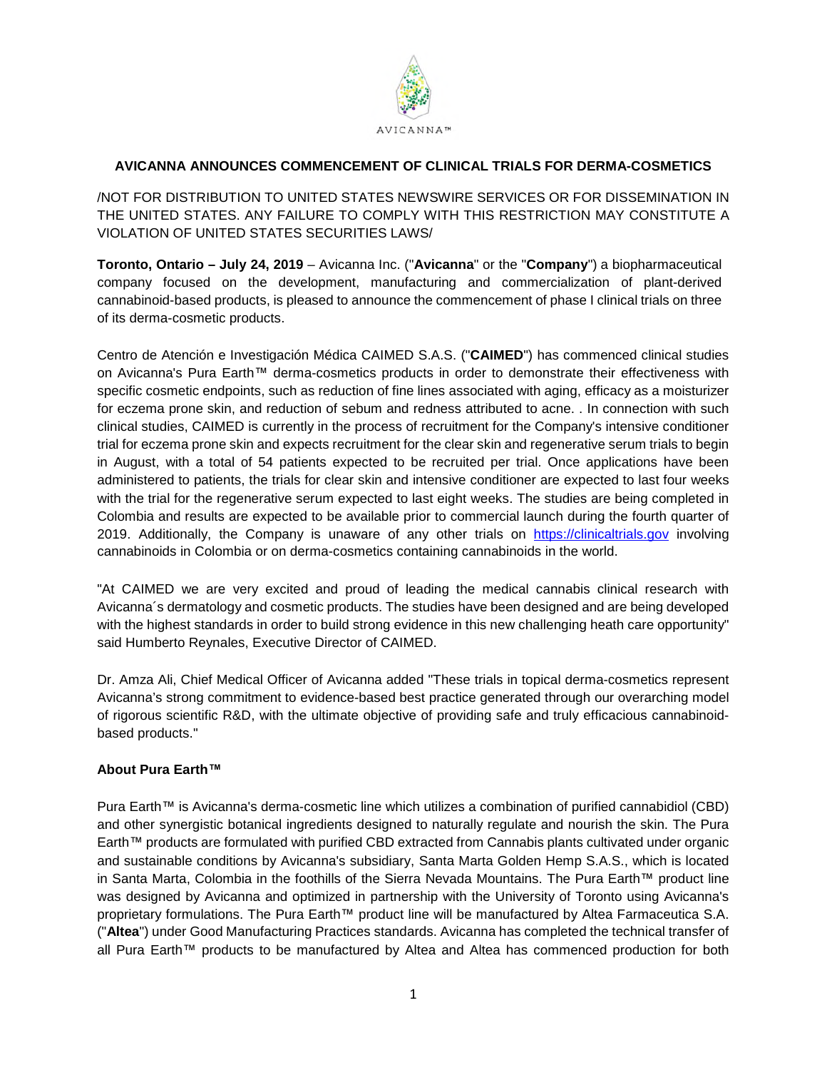AVICANNA™

# AVICANNA ANNOUNCES COMMENCEMENT OF CLINICAL TRIALS FOR DERMA-COSMETICS

/NOT FOR DISTRIBUTION TO UNITED STATES NEWSWIRE SERVICES OR FOR DISSEMINATION IN THE UNITED STATES. ANY FAILURE TO COMPLY WITH THIS RESTRICTION MAY CONSTITUTE A VIOLATION OF UNITED STATES SECURITIES LAWS/

**Toronto, Ontario – July 24, 2019** – Avicanna Inc. ("**Avicanna**" or the "**Company**") a biopharmaceutical company focused on the development, manufacturing and commercialization of plant-derived cannabinoid-based products, is pleased to announce the commencement of phase I clinical trials on three of its derma-cosmetic products.

Centro de Atención e Investigación Médica CAIMED S.A.S. ("**CAIMED**") has commenced clinical studies on Avicanna's Pura Earth™ derma-cosmetics products in order to demonstrate their effectiveness with specific cosmetic endpoints, such as reduction of fine lines associated with aging, efficacy as a moisturizer for eczema prone skin, and reduction of sebum and redness attributed to acne. . In connection with such clinical studies, CAIMED is currently in the process of recruitment for the Company's intensive conditioner trial for eczema prone skin and expects recruitment for the clear skin and regenerative serum trials to begin in August, with a total of 54 patients expected to be recruited per trial. Once applications have been administered to patients, the trials for clear skin and intensive conditioner are expected to last four weeks with the trial for the regenerative serum expected to last eight weeks. The studies are being completed in Colombia and results are expected to be available prior to commercial launch during the fourth quarter of 2019. Additionally, the Company is unaware of any other trials on https://clinicaltrials.gov involving cannabinoids in Colombia or on derma-cosmetics containing cannabinoids in the world.

"At CAIMED we are very excited and proud of leading the medical cannabis clinical research with Avicanna´s dermatology and cosmetic products. The studies have been designed and are being developed with the highest standards in order to build strong evidence in this new challenging heath care opportunity" said Humberto Reynales, Executive Director of CAIMED.

Dr. Amza Ali, Chief Medical Officer of Avicanna added "These trials in topical derma-cosmetics represent Avicanna's strong commitment to evidence-based best practice generated through our overarching model of rigorous scientific R&D, with the ultimate objective of providing safe and truly efficacious cannabinoid-based products."

**About Pura Earth™**

Pura Earth™ is Avicanna's derma-cosmetic line which utilizes a combination of purified cannabidiol (CBD) and other synergistic botanical ingredients designed to naturally regulate and nourish the skin. The Pura Earth™ products are formulated with purified CBD extracted from Cannabis plants cultivated under organic and sustainable conditions by Avicanna's subsidiary, Santa Marta Golden Hemp S.A.S., which is located in Santa Marta, Colombia in the foothills of the Sierra Nevada Mountains. The Pura Earth™ product line was designed by Avicanna and optimized in partnership with the University of Toronto using Avicanna's proprietary formulations. The Pura Earth™ product line will be manufactured by Altea Farmaceutica S.A. ("**Altea**") under Good Manufacturing Practices standards. Avicanna has completed the technical transfer of all Pura Earth™ products to be manufactured by Altea and Altea has commenced production for both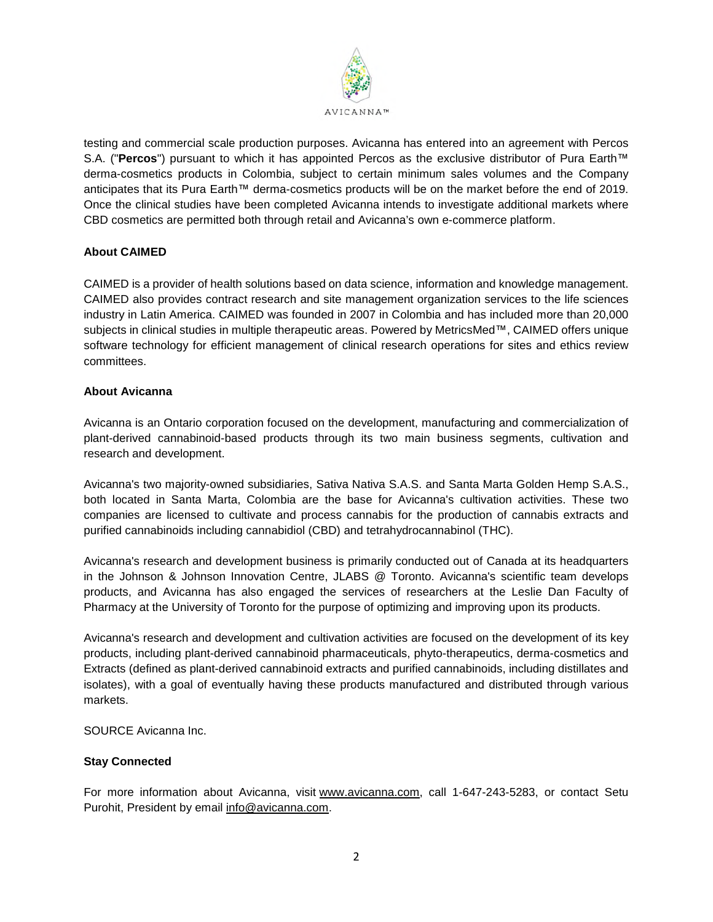testing and commercial scale production purposes. Avicanna has entered into an agreement with Percos S.A. ("**Percos**") pursuant to which it has appointed Percos as the exclusive distributor of Pura Earth™ derma-cosmetics products in Colombia, subject to certain minimum sales volumes and the Company anticipates that its Pura Earth™ derma-cosmetics products will be on the market before the end of 2019. Once the clinical studies have been completed Avicanna intends to investigate additional markets where CBD cosmetics are permitted both through retail and Avicanna's own e-commerce platform.

**About CAIMED**

CAIMED is a provider of health solutions based on data science, information and knowledge management. CAIMED also provides contract research and site management organization services to the life sciences industry in Latin America. CAIMED was founded in 2007 in Colombia and has included more than 20,000 subjects in clinical studies in multiple therapeutic areas. Powered by MetricsMed™, CAIMED offers unique software technology for efficient management of clinical research operations for sites and ethics review committees.

**About Avicanna**

Avicanna is an Ontario corporation focused on the development, manufacturing and commercialization of plant-derived cannabinoid-based products through its two main business segments, cultivation and research and development.

Avicanna's two majority-owned subsidiaries, Sativa Nativa S.A.S. and Santa Marta Golden Hemp S.A.S., both located in Santa Marta, Colombia are the base for Avicanna's cultivation activities. These two companies are licensed to cultivate and process cannabis for the production of cannabis extracts and purified cannabinoids including cannabidiol (CBD) and tetrahydrocannabinol (THC).

Avicanna's research and development business is primarily conducted out of Canada at its headquarters in the Johnson & Johnson Innovation Centre, JLABS @ Toronto. Avicanna's scientific team develops products, and Avicanna has also engaged the services of researchers at the Leslie Dan Faculty of Pharmacy at the University of Toronto for the purpose of optimizing and improving upon its products.

Avicanna's research and development and cultivation activities are focused on the development of its key products, including plant-derived cannabinoid pharmaceuticals, phyto-therapeutics, derma-cosmetics and Extracts (defined as plant-derived cannabinoid extracts and purified cannabinoids, including distillates and isolates), with a goal of eventually having these products manufactured and distributed through various markets.

SOURCE Avicanna Inc.

**Stay Connected**

For more information about Avicanna, visit www.avicanna.com, call 1-647-243-5283, or contact Setu Purohit, President by email info@avicanna.com.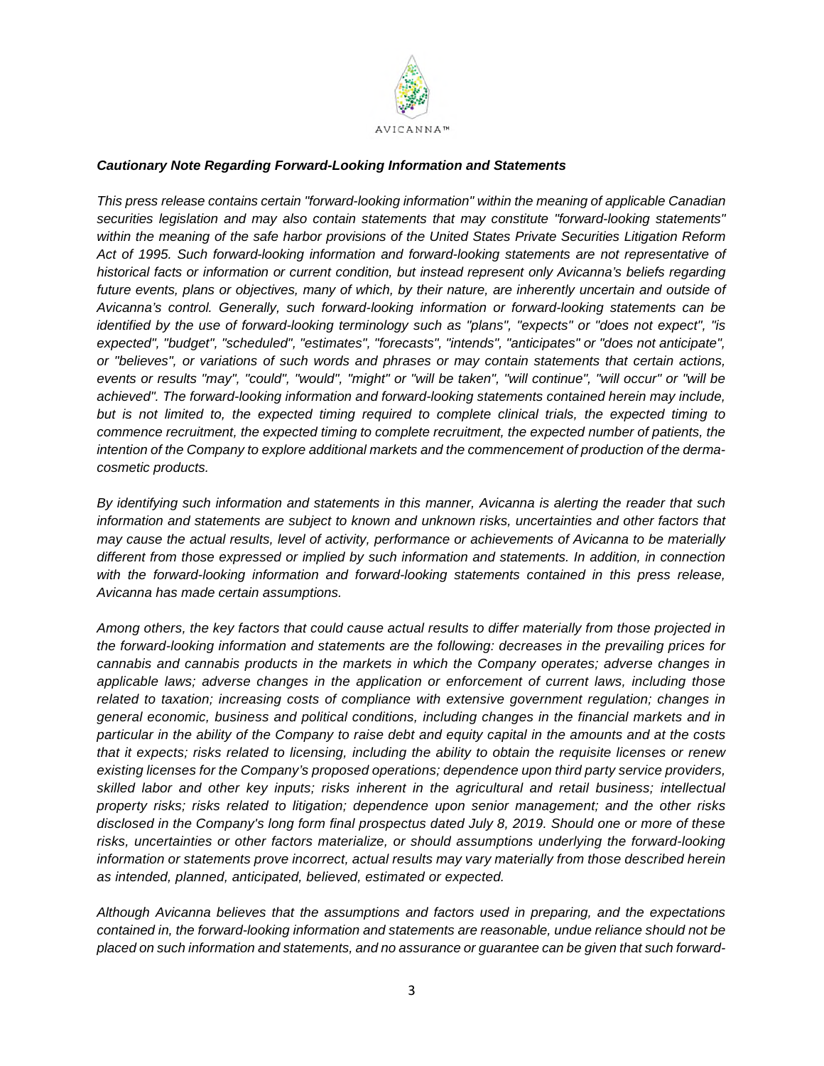AVICANNA™

***Cautionary Note Regarding Forward-Looking Information and Statements***

*This press release contains certain "forward-looking information" within the meaning of applicable Canadian securities legislation and may also contain statements that may constitute "forward-looking statements" within the meaning of the safe harbor provisions of the United States Private Securities Litigation Reform Act of 1995. Such forward-looking information and forward-looking statements are not representative of historical facts or information or current condition, but instead represent only Avicanna's beliefs regarding future events, plans or objectives, many of which, by their nature, are inherently uncertain and outside of Avicanna's control. Generally, such forward-looking information or forward-looking statements can be identified by the use of forward-looking terminology such as "plans", "expects" or "does not expect", "is expected", "budget", "scheduled", "estimates", "forecasts", "intends", "anticipates" or "does not anticipate", or "believes", or variations of such words and phrases or may contain statements that certain actions, events or results "may", "could", "would", "might" or "will be taken", "will continue", "will occur" or "will be achieved". The forward-looking information and forward-looking statements contained herein may include, but is not limited to, the expected timing required to complete clinical trials, the expected timing to commence recruitment, the expected timing to complete recruitment, the expected number of patients, the intention of the Company to explore additional markets and the commencement of production of the derma-cosmetic products.*

*By identifying such information and statements in this manner, Avicanna is alerting the reader that such information and statements are subject to known and unknown risks, uncertainties and other factors that may cause the actual results, level of activity, performance or achievements of Avicanna to be materially different from those expressed or implied by such information and statements. In addition, in connection with the forward-looking information and forward-looking statements contained in this press release, Avicanna has made certain assumptions.*

*Among others, the key factors that could cause actual results to differ materially from those projected in the forward-looking information and statements are the following: decreases in the prevailing prices for cannabis and cannabis products in the markets in which the Company operates; adverse changes in applicable laws; adverse changes in the application or enforcement of current laws, including those related to taxation; increasing costs of compliance with extensive government regulation; changes in general economic, business and political conditions, including changes in the financial markets and in particular in the ability of the Company to raise debt and equity capital in the amounts and at the costs that it expects; risks related to licensing, including the ability to obtain the requisite licenses or renew existing licenses for the Company's proposed operations; dependence upon third party service providers, skilled labor and other key inputs; risks inherent in the agricultural and retail business; intellectual property risks; risks related to litigation; dependence upon senior management; and the other risks disclosed in the Company's long form final prospectus dated July 8, 2019. Should one or more of these risks, uncertainties or other factors materialize, or should assumptions underlying the forward-looking information or statements prove incorrect, actual results may vary materially from those described herein as intended, planned, anticipated, believed, estimated or expected.*

*Although Avicanna believes that the assumptions and factors used in preparing, and the expectations contained in, the forward-looking information and statements are reasonable, undue reliance should not be placed on such information and statements, and no assurance or guarantee can be given that such forward-*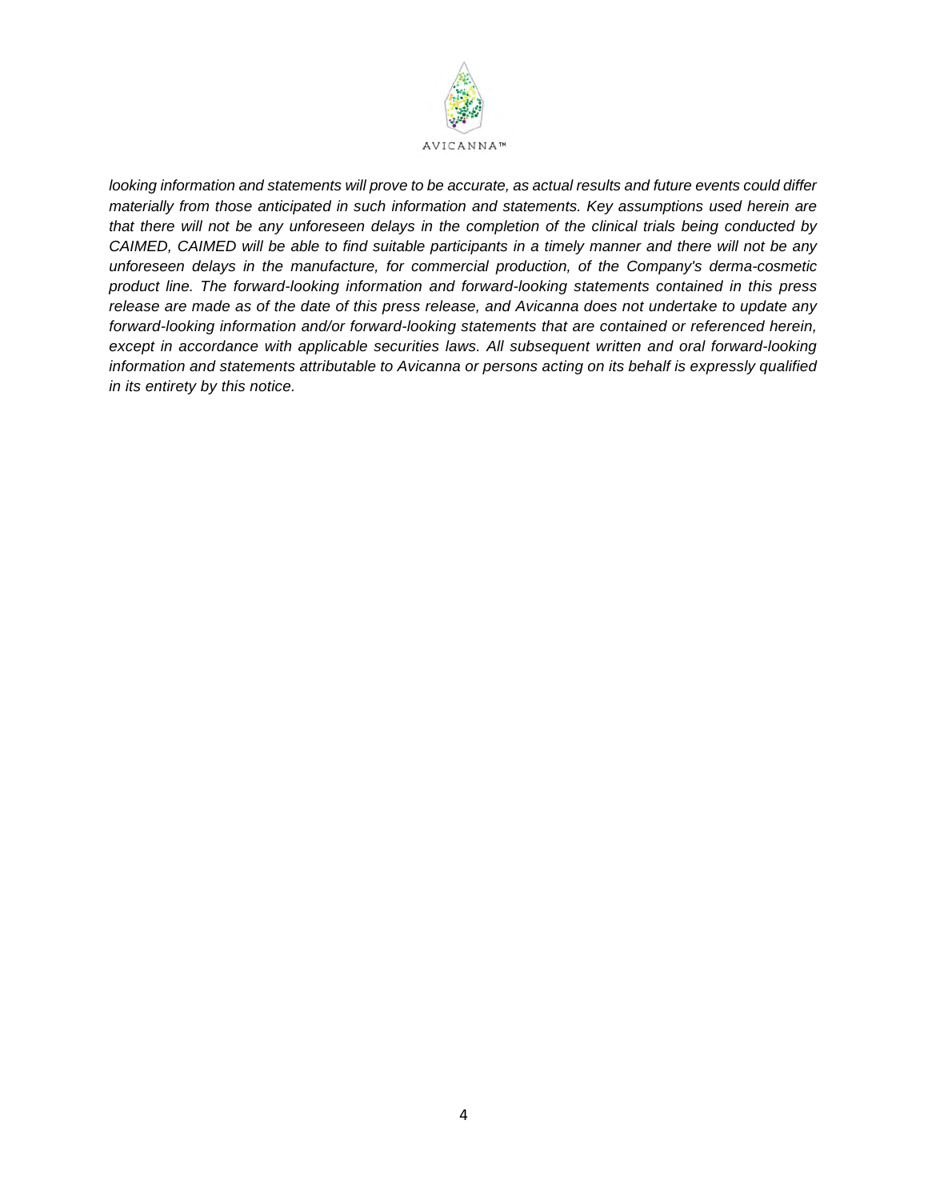*looking information and statements will prove to be accurate, as actual results and future events could differ materially from those anticipated in such information and statements. Key assumptions used herein are that there will not be any unforeseen delays in the completion of the clinical trials being conducted by CAIMED, CAIMED will be able to find suitable participants in a timely manner and there will not be any unforeseen delays in the manufacture, for commercial production, of the Company's derma-cosmetic product line. The forward-looking information and forward-looking statements contained in this press release are made as of the date of this press release, and Avicanna does not undertake to update any forward-looking information and/or forward-looking statements that are contained or referenced herein, except in accordance with applicable securities laws. All subsequent written and oral forward-looking information and statements attributable to Avicanna or persons acting on its behalf is expressly qualified in its entirety by this notice.*